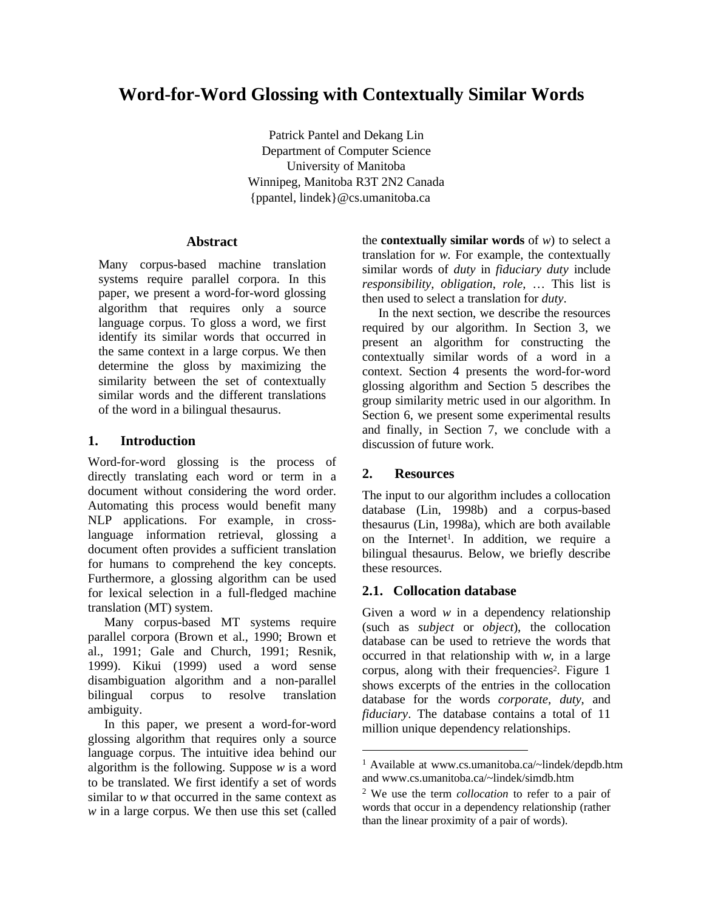# Word-for-Word Glossing with Contextually Similar Words

Patrick Pantel and Dekang Lin
Department of Computer Science
University of Manitoba
Winnipeg, Manitoba R3T 2N2 Canada
{ppantel, lindek}@cs.umanitoba.ca

### Abstract

Many corpus-based machine translation systems require parallel corpora. In this paper, we present a word-for-word glossing algorithm that requires only a source language corpus. To gloss a word, we first identify its similar words that occurred in the same context in a large corpus. We then determine the gloss by maximizing the similarity between the set of contextually similar words and the different translations of the word in a bilingual thesaurus.

## 1. Introduction

Word-for-word glossing is the process of directly translating each word or term in a document without considering the word order. Automating this process would benefit many NLP applications. For example, in cross-language information retrieval, glossing a document often provides a sufficient translation for humans to comprehend the key concepts. Furthermore, a glossing algorithm can be used for lexical selection in a full-fledged machine translation (MT) system.

Many corpus-based MT systems require parallel corpora (Brown et al., 1990; Brown et al., 1991; Gale and Church, 1991; Resnik, 1999). Kikui (1999) used a word sense disambiguation algorithm and a non-parallel bilingual corpus to resolve translation ambiguity.

In this paper, we present a word-for-word glossing algorithm that requires only a source language corpus. The intuitive idea behind our algorithm is the following. Suppose *w* is a word to be translated. We first identify a set of words similar to *w* that occurred in the same context as *w* in a large corpus. We then use this set (called the **contextually similar words** of *w*) to select a translation for *w*. For example, the contextually similar words of *duty* in *fiduciary duty* include *responsibility*, *obligation*, *role*, … This list is then used to select a translation for *duty*.

In the next section, we describe the resources required by our algorithm. In Section 3, we present an algorithm for constructing the contextually similar words of a word in a context. Section 4 presents the word-for-word glossing algorithm and Section 5 describes the group similarity metric used in our algorithm. In Section 6, we present some experimental results and finally, in Section 7, we conclude with a discussion of future work.

## 2. Resources

The input to our algorithm includes a collocation database (Lin, 1998b) and a corpus-based thesaurus (Lin, 1998a), which are both available on the Internet[1]. In addition, we require a bilingual thesaurus. Below, we briefly describe these resources.

### 2.1. Collocation database

Given a word *w* in a dependency relationship (such as *subject* or *object*), the collocation database can be used to retrieve the words that occurred in that relationship with *w*, in a large corpus, along with their frequencies[2]. Figure 1 shows excerpts of the entries in the collocation database for the words *corporate*, *duty*, and *fiduciary*. The database contains a total of 11 million unique dependency relationships.

---

[1] Available at www.cs.umanitoba.ca/~lindek/depdb.htm and www.cs.umanitoba.ca/~lindek/simdb.htm

[2] We use the term *collocation* to refer to a pair of words that occur in a dependency relationship (rather than the linear proximity of a pair of words).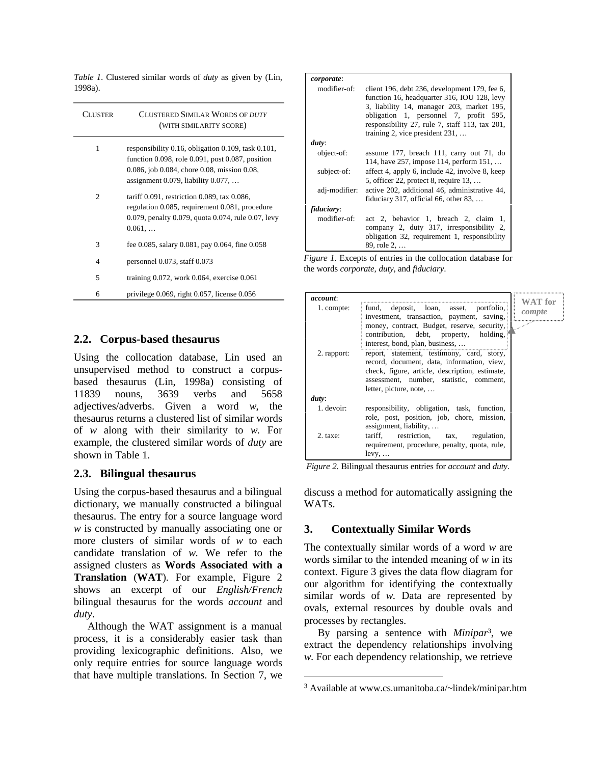*Table 1*. Clustered similar words of *duty* as given by (Lin, 1998a).

| CLUSTER | CLUSTERED SIMILAR WORDS OF *DUTY* (WITH SIMILARITY SCORE) |
|---|---|
| 1 | responsibility 0.16, obligation 0.109, task 0.101, function 0.098, role 0.091, post 0.087, position 0.086, job 0.084, chore 0.08, mission 0.08, assignment 0.079, liability 0.077, … |
| 2 | tariff 0.091, restriction 0.089, tax 0.086, regulation 0.085, requirement 0.081, procedure 0.079, penalty 0.079, quota 0.074, rule 0.07, levy 0.061, … |
| 3 | fee 0.085, salary 0.081, pay 0.064, fine 0.058 |
| 4 | personnel 0.073, staff 0.073 |
| 5 | training 0.072, work 0.064, exercise 0.061 |
| 6 | privilege 0.069, right 0.057, license 0.056 |

## 2.2. Corpus-based thesaurus

Using the collocation database, Lin used an unsupervised method to construct a corpus-based thesaurus (Lin, 1998a) consisting of 11839 nouns, 3639 verbs and 5658 adjectives/adverbs. Given a word *w*, the thesaurus returns a clustered list of similar words of *w* along with their similarity to *w.* For example, the clustered similar words of *duty* are shown in Table 1.

## 2.3. Bilingual thesaurus

Using the corpus-based thesaurus and a bilingual dictionary, we manually constructed a bilingual thesaurus. The entry for a source language word *w* is constructed by manually associating one or more clusters of similar words of *w* to each candidate translation of *w.* We refer to the assigned clusters as **Words Associated with a Translation** (**WAT**). For example, Figure 2 shows an excerpt of our *English/French* bilingual thesaurus for the words *account* and *duty*.

Although the WAT assignment is a manual process, it is a considerably easier task than providing lexicographic definitions. Also, we only require entries for source language words that have multiple translations. In Section 7, we discuss a method for automatically assigning the WATs.

| | |
|---|---|
| ***corporate***: | |
| modifier-of: | client 196, debt 236, development 179, fee 6, function 16, headquarter 316, IOU 128, levy 3, liability 14, manager 203, market 195, obligation 1, personnel 7, profit 595, responsibility 27, rule 7, staff 113, tax 201, training 2, vice president 231, … |
| ***duty***: | |
| object-of: | assume 177, breach 111, carry out 71, do 114, have 257, impose 114, perform 151, … |
| subject-of: | affect 4, apply 6, include 42, involve 8, keep 5, officer 22, protect 8, require 13, … |
| adj-modifier: | active 202, additional 46, administrative 44, fiduciary 317, official 66, other 83, … |
| ***fiduciary***: | |
| modifier-of: | act 2, behavior 1, breach 2, claim 1, company 2, duty 317, irresponsibility 2, obligation 32, requirement 1, responsibility 89, role 2, … |

*Figure 1.* Excepts of entries in the collocation database for the words *corporate*, *duty*, and *fiduciary*.

| | |
|---|---|
| ***account***: | |
| 1. compte: | fund, deposit, loan, asset, portfolio, investment, transaction, payment, saving, money, contract, Budget, reserve, security, contribution, debt, property, holding, interest, bond, plan, business, … (**WAT for *compte***) |
| 2. rapport: | report, statement, testimony, card, story, record, document, data, information, view, check, figure, article, description, estimate, assessment, number, statistic, comment, letter, picture, note, … |
| ***duty***: | |
| 1. devoir: | responsibility, obligation, task, function, role, post, position, job, chore, mission, assignment, liability, … |
| 2. taxe: | tariff, restriction, tax, regulation, requirement, procedure, penalty, quota, rule, levy, … |

*Figure 2.* Bilingual thesaurus entries for *account* and *duty*.

## 3. Contextually Similar Words

The contextually similar words of a word *w* are words similar to the intended meaning of *w* in its context. Figure 3 gives the data flow diagram for our algorithm for identifying the contextually similar words of *w.* Data are represented by ovals, external resources by double ovals and processes by rectangles.

By parsing a sentence with *Minipar*[3], we extract the dependency relationships involving *w.* For each dependency relationship, we retrieve

[3] Available at www.cs.umanitoba.ca/~lindek/minipar.htm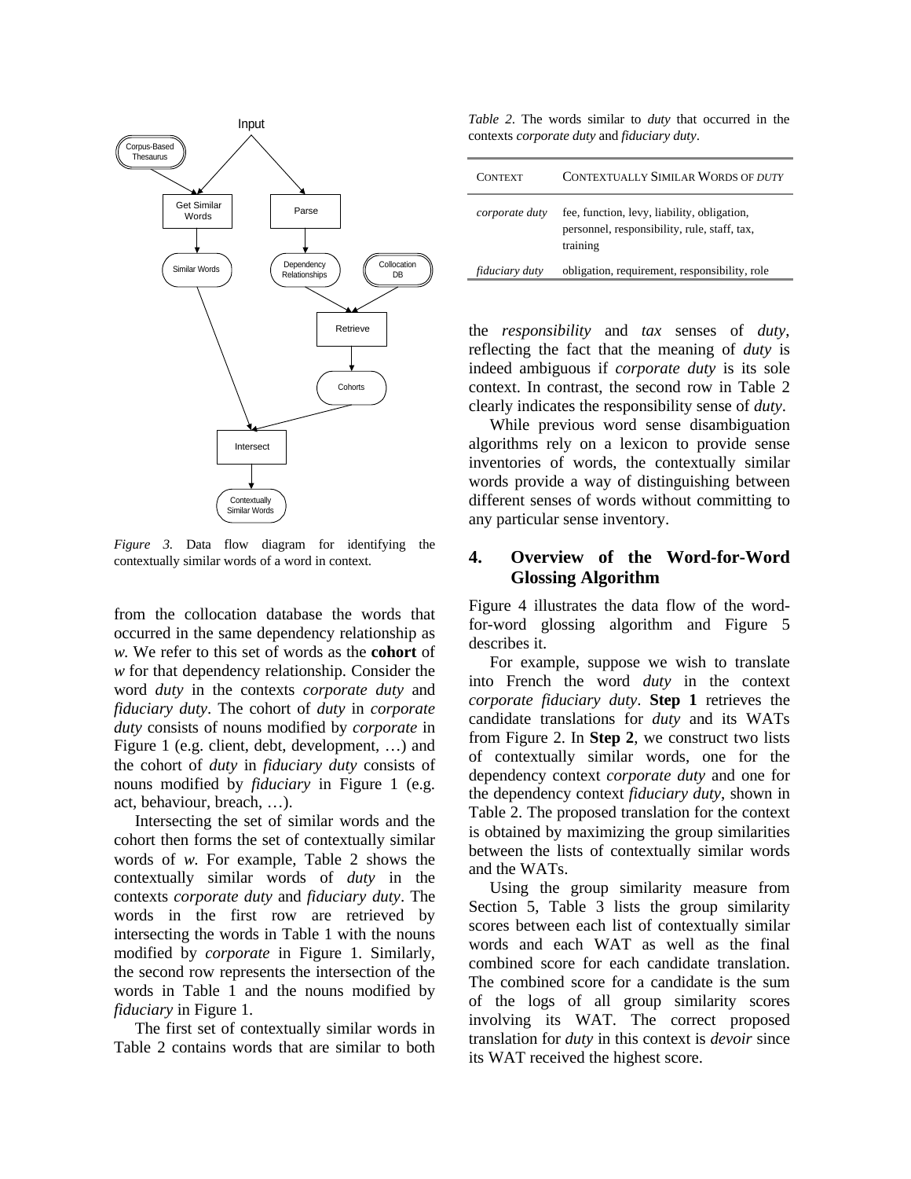*Figure 3.* Data flow diagram for identifying the contextually similar words of a word in context.

from the collocation database the words that occurred in the same dependency relationship as *w.* We refer to this set of words as the **cohort** of *w* for that dependency relationship. Consider the word *duty* in the contexts *corporate duty* and *fiduciary duty*. The cohort of *duty* in *corporate duty* consists of nouns modified by *corporate* in Figure 1 (e.g. client, debt, development, …) and the cohort of *duty* in *fiduciary duty* consists of nouns modified by *fiduciary* in Figure 1 (e.g. act, behaviour, breach, …).

Intersecting the set of similar words and the cohort then forms the set of contextually similar words of *w.* For example, Table 2 shows the contextually similar words of *duty* in the contexts *corporate duty* and *fiduciary duty*. The words in the first row are retrieved by intersecting the words in Table 1 with the nouns modified by *corporate* in Figure 1. Similarly, the second row represents the intersection of the words in Table 1 and the nouns modified by *fiduciary* in Figure 1.

The first set of contextually similar words in Table 2 contains words that are similar to both

*Table 2.* The words similar to *duty* that occurred in the contexts *corporate duty* and *fiduciary duty*.

| Context | Contextually Similar Words of *duty* |
|---|---|
| *corporate duty* | fee, function, levy, liability, obligation, personnel, responsibility, rule, staff, tax, training |
| *fiduciary duty* | obligation, requirement, responsibility, role |

the *responsibility* and *tax* senses of *duty*, reflecting the fact that the meaning of *duty* is indeed ambiguous if *corporate duty* is its sole context. In contrast, the second row in Table 2 clearly indicates the responsibility sense of *duty*.

While previous word sense disambiguation algorithms rely on a lexicon to provide sense inventories of words, the contextually similar words provide a way of distinguishing between different senses of words without committing to any particular sense inventory.

## 4. Overview of the Word-for-Word Glossing Algorithm

Figure 4 illustrates the data flow of the word-for-word glossing algorithm and Figure 5 describes it.

For example, suppose we wish to translate into French the word *duty* in the context *corporate fiduciary duty*. **Step 1** retrieves the candidate translations for *duty* and its WATs from Figure 2. In **Step 2**, we construct two lists of contextually similar words, one for the dependency context *corporate duty* and one for the dependency context *fiduciary duty*, shown in Table 2. The proposed translation for the context is obtained by maximizing the group similarities between the lists of contextually similar words and the WATs.

Using the group similarity measure from Section 5, Table 3 lists the group similarity scores between each list of contextually similar words and each WAT as well as the final combined score for each candidate translation. The combined score for a candidate is the sum of the logs of all group similarity scores involving its WAT. The correct proposed translation for *duty* in this context is *devoir* since its WAT received the highest score.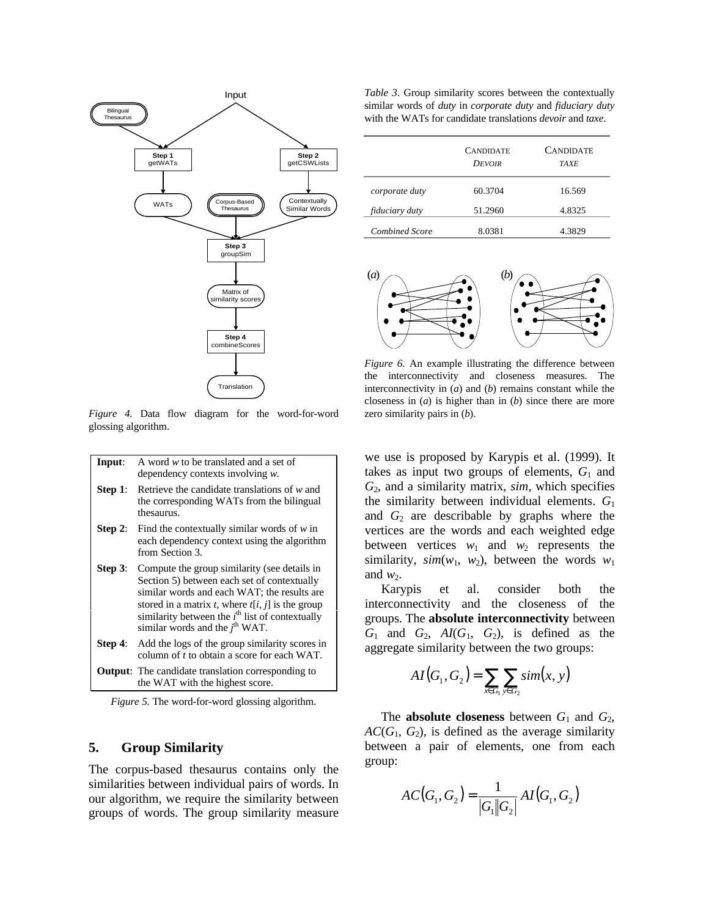*Figure 4.* Data flow diagram for the word-for-word glossing algorithm.

| | |
|---|---|
| **Input**: | A word *w* to be translated and a set of dependency contexts involving *w*. |
| **Step 1**: | Retrieve the candidate translations of *w* and the corresponding WATs from the bilingual thesaurus. |
| **Step 2**: | Find the contextually similar words of *w* in each dependency context using the algorithm from Section 3. |
| **Step 3**: | Compute the group similarity (see details in Section 5) between each set of contextually similar words and each WAT; the results are stored in a matrix *t*, where $t[i, j]$ is the group similarity between the $i^{th}$ list of contextually similar words and the $j^{th}$ WAT. |
| **Step 4**: | Add the logs of the group similarity scores in column of *t* to obtain a score for each WAT. |
| **Output**: | The candidate translation corresponding to the WAT with the highest score. |

*Figure 5.* The word-for-word glossing algorithm.

## 5. Group Similarity

The corpus-based thesaurus contains only the similarities between individual pairs of words. In our algorithm, we require the similarity between groups of words. The group similarity measure we use is proposed by Karypis et al. (1999). It takes as input two groups of elements, $G_1$ and $G_2$, and a similarity matrix, *sim*, which specifies the similarity between individual elements. $G_1$ and $G_2$ are describable by graphs where the vertices are the words and each weighted edge between vertices $w_1$ and $w_2$ represents the similarity, $sim(w_1, w_2)$, between the words $w_1$ and $w_2$.

Karypis et al. consider both the interconnectivity and the closeness of the groups. The **absolute interconnectivity** between $G_1$ and $G_2$, $AI(G_1, G_2)$, is defined as the aggregate similarity between the two groups:

$$AI(G_1, G_2) = \sum_{x \in G_1} \sum_{y \in G_2} sim(x, y)$$

The **absolute closeness** between $G_1$ and $G_2$, $AC(G_1, G_2)$, is defined as the average similarity between a pair of elements, one from each group:

$$AC(G_1, G_2) = \frac{1}{|G_1||G_2|} AI(G_1, G_2)$$

*Table 3*. Group similarity scores between the contextually similar words of *duty* in *corporate duty* and *fiduciary duty* with the WATs for candidate translations *devoir* and *taxe*.

| | CANDIDATE *DEVOIR* | CANDIDATE *TAXE* |
|---|---|---|
| *corporate duty* | 60.3704 | 16.569 |
| *fiduciary duty* | 51.2960 | 4.8325 |
| *Combined Score* | 8.0381 | 4.3829 |

*Figure 6.* An example illustrating the difference between the interconnectivity and closeness measures. The interconnectivity in (*a*) and (*b*) remains constant while the closeness in (*a*) is higher than in (*b*) since there are more zero similarity pairs in (*b*).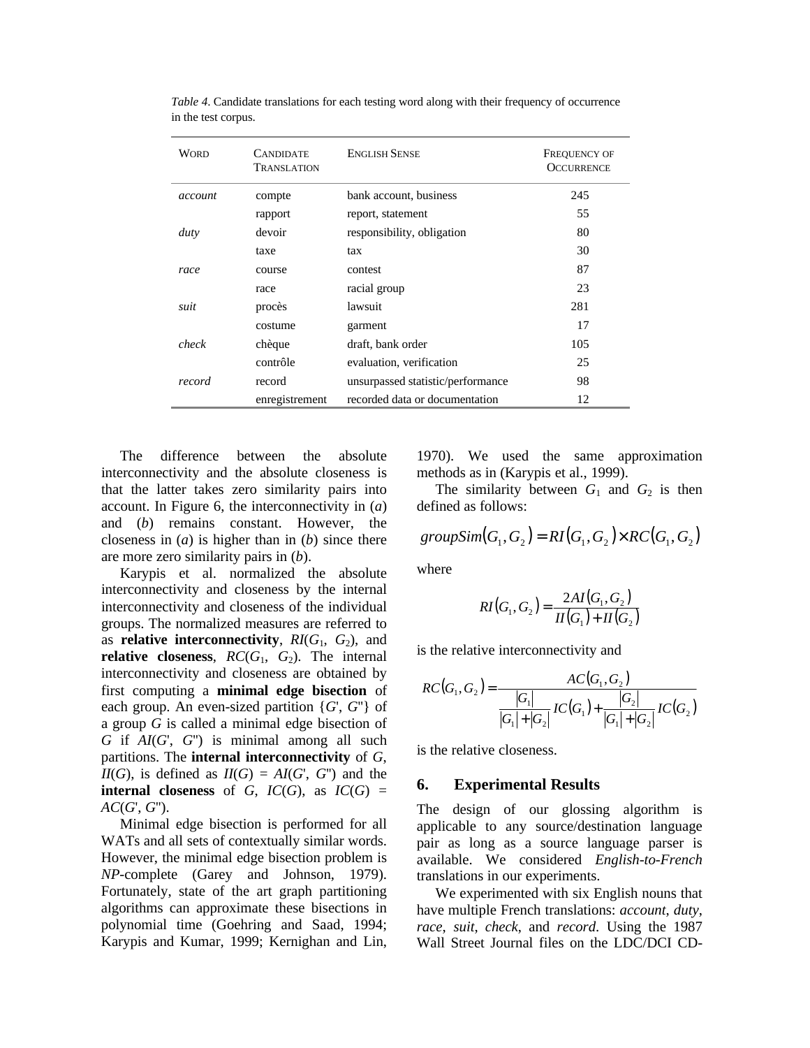*Table 4*. Candidate translations for each testing word along with their frequency of occurrence in the test corpus.

| WORD | CANDIDATE TRANSLATION | ENGLISH SENSE | FREQUENCY OF OCCURRENCE |
|---|---|---|---|
| *account* | compte | bank account, business | 245 |
| | rapport | report, statement | 55 |
| *duty* | devoir | responsibility, obligation | 80 |
| | taxe | tax | 30 |
| *race* | course | contest | 87 |
| | race | racial group | 23 |
| *suit* | procès | lawsuit | 281 |
| | costume | garment | 17 |
| *check* | chèque | draft, bank order | 105 |
| | contrôle | evaluation, verification | 25 |
| *record* | record | unsurpassed statistic/performance | 98 |
| | enregistrement | recorded data or documentation | 12 |

The difference between the absolute interconnectivity and the absolute closeness is that the latter takes zero similarity pairs into account. In Figure 6, the interconnectivity in (*a*) and (*b*) remains constant. However, the closeness in (*a*) is higher than in (*b*) since there are more zero similarity pairs in (*b*).

Karypis et al. normalized the absolute interconnectivity and closeness by the internal interconnectivity and closeness of the individual groups. The normalized measures are referred to as **relative interconnectivity**, $RI(G_1, G_2)$, and **relative closeness**, $RC(G_1, G_2)$. The internal interconnectivity and closeness are obtained by first computing a **minimal edge bisection** of each group. An even-sized partition $\{G', G''\}$ of a group $G$ is called a minimal edge bisection of $G$ if $AI(G', G'')$ is minimal among all such partitions. The **internal interconnectivity** of $G$, $II(G)$, is defined as $II(G) = AI(G', G'')$ and the **internal closeness** of $G$, $IC(G)$, as $IC(G) = AC(G', G'')$.

Minimal edge bisection is performed for all WATs and all sets of contextually similar words. However, the minimal edge bisection problem is *NP*-complete (Garey and Johnson, 1979). Fortunately, state of the art graph partitioning algorithms can approximate these bisections in polynomial time (Goehring and Saad, 1994; Karypis and Kumar, 1999; Kernighan and Lin, 1970). We used the same approximation methods as in (Karypis et al., 1999).

The similarity between $G_1$ and $G_2$ is then defined as follows:

$$groupSim(G_1, G_2) = RI(G_1, G_2) \times RC(G_1, G_2)$$

where

$$RI(G_1, G_2) = \frac{2AI(G_1, G_2)}{II(G_1) + II(G_2)}$$

is the relative interconnectivity and

$$RC(G_1, G_2) = \frac{AC(G_1, G_2)}{\frac{|G_1|}{|G_1| + |G_2|} IC(G_1) + \frac{|G_2|}{|G_1| + |G_2|} IC(G_2)}$$

is the relative closeness.

## 6. Experimental Results

The design of our glossing algorithm is applicable to any source/destination language pair as long as a source language parser is available. We considered *English-to-French* translations in our experiments.

We experimented with six English nouns that have multiple French translations: *account*, *duty*, *race*, *suit*, *check*, and *record*. Using the 1987 Wall Street Journal files on the LDC/DCI CD-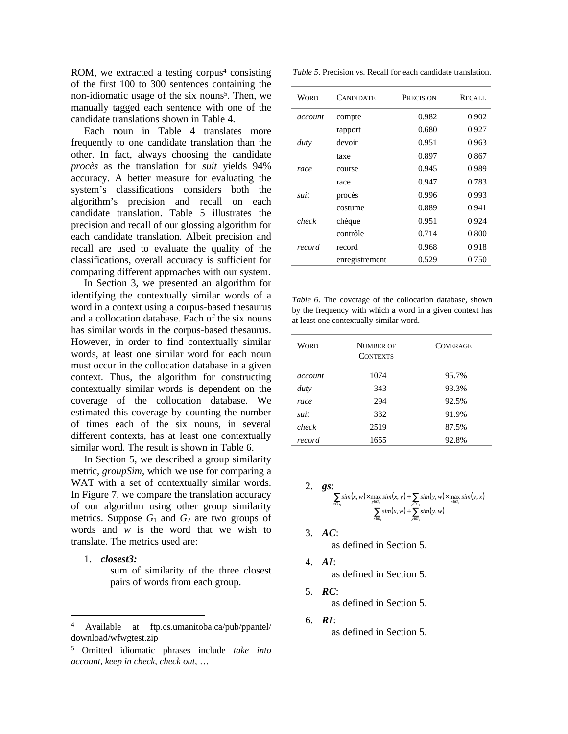ROM, we extracted a testing corpus[4] consisting of the first 100 to 300 sentences containing the non-idiomatic usage of the six nouns[5]. Then, we manually tagged each sentence with one of the candidate translations shown in Table 4.

Each noun in Table 4 translates more frequently to one candidate translation than the other. In fact, always choosing the candidate *procès* as the translation for *suit* yields 94% accuracy. A better measure for evaluating the system's classifications considers both the algorithm's precision and recall on each candidate translation. Table 5 illustrates the precision and recall of our glossing algorithm for each candidate translation. Albeit precision and recall are used to evaluate the quality of the classifications, overall accuracy is sufficient for comparing different approaches with our system.

In Section 3, we presented an algorithm for identifying the contextually similar words of a word in a context using a corpus-based thesaurus and a collocation database. Each of the six nouns has similar words in the corpus-based thesaurus. However, in order to find contextually similar words, at least one similar word for each noun must occur in the collocation database in a given context. Thus, the algorithm for constructing contextually similar words is dependent on the coverage of the collocation database. We estimated this coverage by counting the number of times each of the six nouns, in several different contexts, has at least one contextually similar word. The result is shown in Table 6.

In Section 5, we described a group similarity metric, *groupSim*, which we use for comparing a WAT with a set of contextually similar words. In Figure 7, we compare the translation accuracy of our algorithm using other group similarity metrics. Suppose $G_1$ and $G_2$ are two groups of words and $w$ is the word that we wish to translate. The metrics used are:

1. ***closest3:***
   sum of similarity of the three closest pairs of words from each group.
2. ***gs***:
   $$\frac{\sum_{x \in G_1} sim(x,w) \times \max_{y \in G_2} sim(x,y) + \sum_{y \in G_2} sim(y,w) \times \max_{x \in G_1} sim(y,x)}{\sum_{x \in G_1} sim(x,w) + \sum_{y \in G_2} sim(y,w)}$$
3. ***AC***:
   as defined in Section 5.
4. ***AI***:
   as defined in Section 5.
5. ***RC***:
   as defined in Section 5.
6. ***RI***:
   as defined in Section 5.

*Table 5*. Precision vs. Recall for each candidate translation.

| Word | Candidate | Precision | Recall |
|---|---|---|---|
| *account* | compte | 0.982 | 0.902 |
| | rapport | 0.680 | 0.927 |
| *duty* | devoir | 0.951 | 0.963 |
| | taxe | 0.897 | 0.867 |
| *race* | course | 0.945 | 0.989 |
| | race | 0.947 | 0.783 |
| *suit* | procès | 0.996 | 0.993 |
| | costume | 0.889 | 0.941 |
| *check* | chèque | 0.951 | 0.924 |
| | contrôle | 0.714 | 0.800 |
| *record* | record | 0.968 | 0.918 |
| | enregistrement | 0.529 | 0.750 |

*Table 6*. The coverage of the collocation database, shown by the frequency with which a word in a given context has at least one contextually similar word.

| Word | Number of Contexts | Coverage |
|---|---|---|
| *account* | 1074 | 95.7% |
| *duty* | 343 | 93.3% |
| *race* | 294 | 92.5% |
| *suit* | 332 | 91.9% |
| *check* | 2519 | 87.5% |
| *record* | 1655 | 92.8% |

[4] Available at ftp.cs.umanitoba.ca/pub/ppantel/download/wfwgtest.zip

[5] Omitted idiomatic phrases include *take into account*, *keep in check*, *check out*, …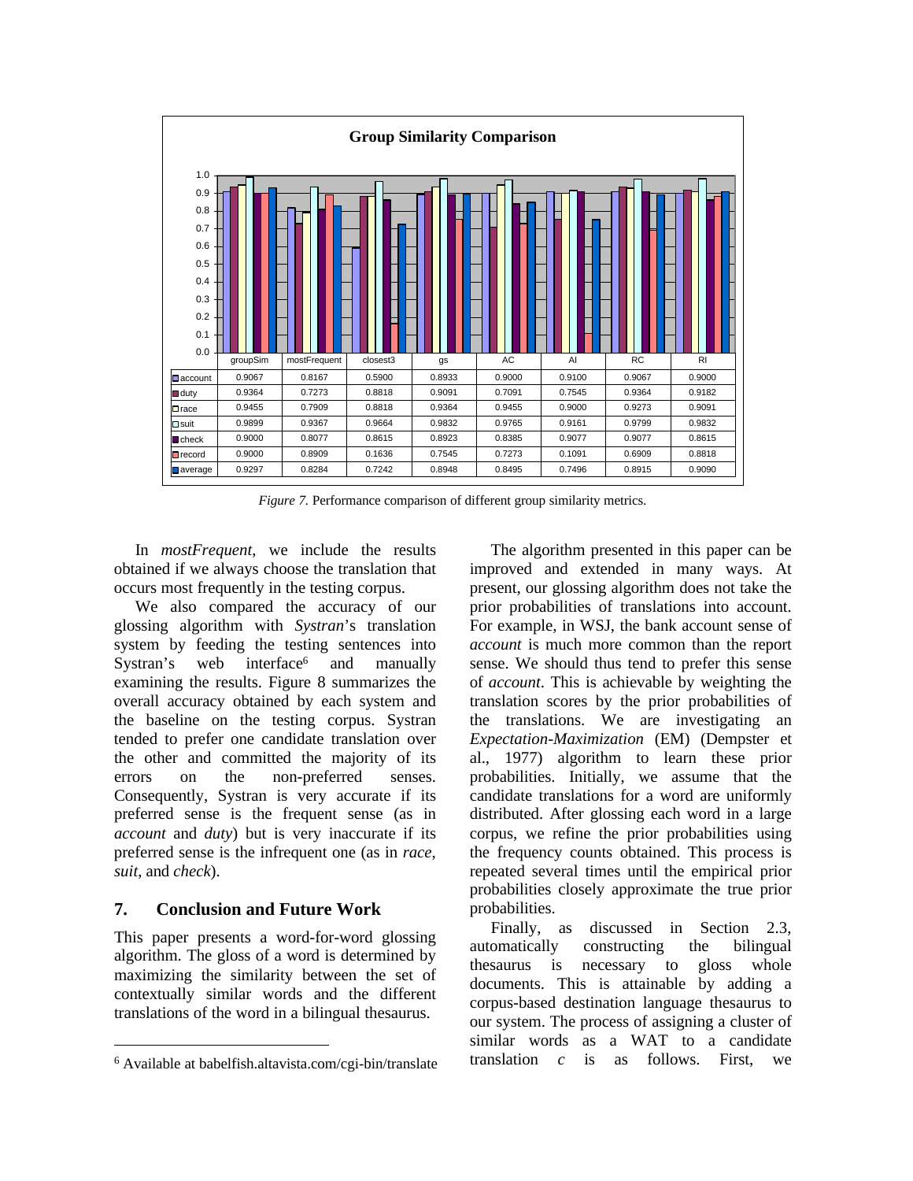**Group Similarity Comparison**

|  | groupSim | mostFrequent | closest3 | gs | AC | AI | RC | RI |
|---|---|---|---|---|---|---|---|---|
| account | 0.9067 | 0.8167 | 0.5900 | 0.8933 | 0.9000 | 0.9100 | 0.9067 | 0.9000 |
| duty | 0.9364 | 0.7273 | 0.8818 | 0.9091 | 0.7091 | 0.7545 | 0.9364 | 0.9182 |
| race | 0.9455 | 0.7909 | 0.8818 | 0.9364 | 0.9455 | 0.9000 | 0.9273 | 0.9091 |
| suit | 0.9899 | 0.9367 | 0.9664 | 0.9832 | 0.9765 | 0.9161 | 0.9799 | 0.9832 |
| check | 0.9000 | 0.8077 | 0.8615 | 0.8923 | 0.8385 | 0.9077 | 0.9077 | 0.8615 |
| record | 0.9000 | 0.8909 | 0.1636 | 0.7545 | 0.7273 | 0.1091 | 0.6909 | 0.8818 |
| average | 0.9297 | 0.8284 | 0.7242 | 0.8948 | 0.8495 | 0.7496 | 0.8915 | 0.9090 |

*Figure 7.* Performance comparison of different group similarity metrics.

In *mostFrequent*, we include the results obtained if we always choose the translation that occurs most frequently in the testing corpus.

We also compared the accuracy of our glossing algorithm with *Systran*'s translation system by feeding the testing sentences into Systran's web interface[6] and manually examining the results. Figure 8 summarizes the overall accuracy obtained by each system and the baseline on the testing corpus. Systran tended to prefer one candidate translation over the other and committed the majority of its errors on the non-preferred senses. Consequently, Systran is very accurate if its preferred sense is the frequent sense (as in *account* and *duty*) but is very inaccurate if its preferred sense is the infrequent one (as in *race*, *suit*, and *check*).

## 7. Conclusion and Future Work

This paper presents a word-for-word glossing algorithm. The gloss of a word is determined by maximizing the similarity between the set of contextually similar words and the different translations of the word in a bilingual thesaurus.

The algorithm presented in this paper can be improved and extended in many ways. At present, our glossing algorithm does not take the prior probabilities of translations into account. For example, in WSJ, the bank account sense of *account* is much more common than the report sense. We should thus tend to prefer this sense of *account*. This is achievable by weighting the translation scores by the prior probabilities of the translations. We are investigating an *Expectation-Maximization* (EM) (Dempster et al., 1977) algorithm to learn these prior probabilities. Initially, we assume that the candidate translations for a word are uniformly distributed. After glossing each word in a large corpus, we refine the prior probabilities using the frequency counts obtained. This process is repeated several times until the empirical prior probabilities closely approximate the true prior probabilities.

Finally, as discussed in Section 2.3, automatically constructing the bilingual thesaurus is necessary to gloss whole documents. This is attainable by adding a corpus-based destination language thesaurus to our system. The process of assigning a cluster of similar words as a WAT to a candidate translation *c* is as follows. First, we

[6] Available at babelfish.altavista.com/cgi-bin/translate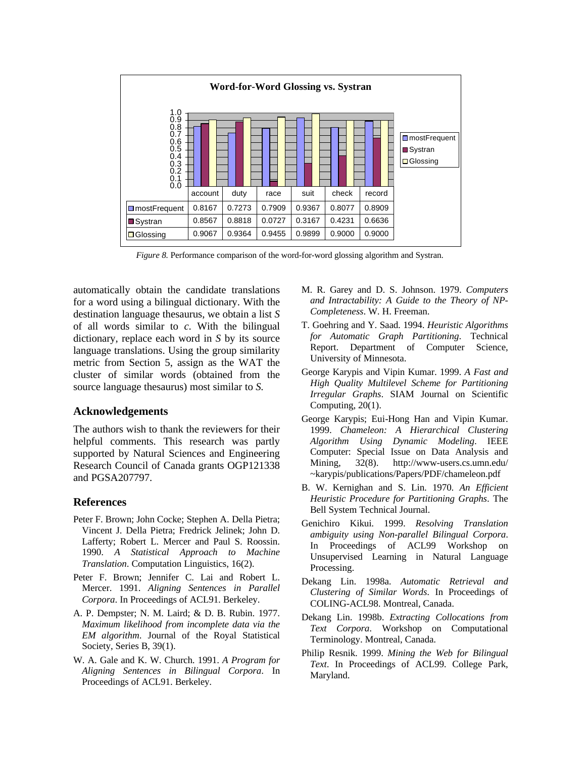**Word-for-Word Glossing vs. Systran**

1.0
0.9
0.8
0.7
0.6
0.5
0.4
0.3
0.2
0.1
0.0

account duty race suit check record

mostFrequent 0.8167 0.7273 0.7909 0.9367 0.8077 0.8909

Systran 0.8567 0.8818 0.0727 0.3167 0.4231 0.6636

Glossing 0.9067 0.9364 0.9455 0.9899 0.9000 0.9000

mostFrequent
Systran
Glossing

*Figure 8.* Performance comparison of the word-for-word glossing algorithm and Systran.

automatically obtain the candidate translations for a word using a bilingual dictionary. With the destination language thesaurus, we obtain a list *S* of all words similar to *c*. With the bilingual dictionary, replace each word in *S* by its source language translations. Using the group similarity metric from Section 5, assign as the WAT the cluster of similar words (obtained from the source language thesaurus) most similar to *S*.

## Acknowledgements

The authors wish to thank the reviewers for their helpful comments. This research was partly supported by Natural Sciences and Engineering Research Council of Canada grants OGP121338 and PGSA207797.

## References

Peter F. Brown; John Cocke; Stephen A. Della Pietra; Vincent J. Della Pietra; Fredrick Jelinek; John D. Lafferty; Robert L. Mercer and Paul S. Roossin. 1990. *A Statistical Approach to Machine Translation*. Computation Linguistics, 16(2).

Peter F. Brown; Jennifer C. Lai and Robert L. Mercer. 1991. *Aligning Sentences in Parallel Corpora*. In Proceedings of ACL91. Berkeley.

A. P. Dempster; N. M. Laird; & D. B. Rubin. 1977. *Maximum likelihood from incomplete data via the EM algorithm*. Journal of the Royal Statistical Society, Series B, 39(1).

W. A. Gale and K. W. Church. 1991. *A Program for Aligning Sentences in Bilingual Corpora*. In Proceedings of ACL91. Berkeley.

M. R. Garey and D. S. Johnson. 1979. *Computers and Intractability: A Guide to the Theory of NP-Completeness*. W. H. Freeman.

T. Goehring and Y. Saad. 1994. *Heuristic Algorithms for Automatic Graph Partitioning*. Technical Report. Department of Computer Science, University of Minnesota.

George Karypis and Vipin Kumar. 1999. *A Fast and High Quality Multilevel Scheme for Partitioning Irregular Graphs*. SIAM Journal on Scientific Computing, 20(1).

George Karypis; Eui-Hong Han and Vipin Kumar. 1999. *Chameleon: A Hierarchical Clustering Algorithm Using Dynamic Modeling*. IEEE Computer: Special Issue on Data Analysis and Mining, 32(8). http://www-users.cs.umn.edu/~karypis/publications/Papers/PDF/chameleon.pdf

B. W. Kernighan and S. Lin. 1970. *An Efficient Heuristic Procedure for Partitioning Graphs*. The Bell System Technical Journal.

Genichiro Kikui. 1999. *Resolving Translation ambiguity using Non-parallel Bilingual Corpora*. In Proceedings of ACL99 Workshop on Unsupervised Learning in Natural Language Processing.

Dekang Lin. 1998a. *Automatic Retrieval and Clustering of Similar Words*. In Proceedings of COLING-ACL98. Montreal, Canada.

Dekang Lin. 1998b. *Extracting Collocations from Text Corpora*. Workshop on Computational Terminology. Montreal, Canada.

Philip Resnik. 1999. *Mining the Web for Bilingual Text*. In Proceedings of ACL99. College Park, Maryland.